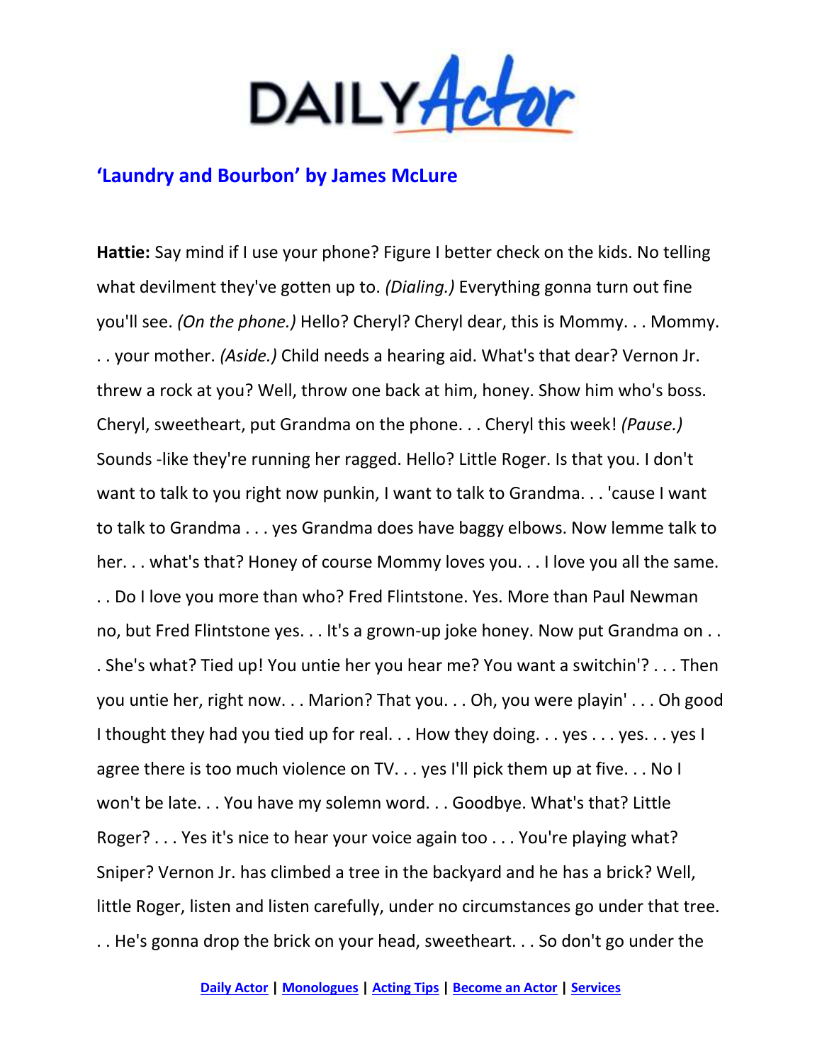## 'Laundry and Bourbon' by James McLure

**Hattie:** Say mind if I use your phone? Figure I better check on the kids. No telling what devilment they've gotten up to. *(Dialing.)* Everything gonna turn out fine you'll see. *(On the phone.)* Hello? Cheryl? Cheryl dear, this is Mommy. . . Mommy. . . your mother. *(Aside.)* Child needs a hearing aid. What's that dear? Vernon Jr. threw a rock at you? Well, throw one back at him, honey. Show him who's boss. Cheryl, sweetheart, put Grandma on the phone. . . Cheryl this week! *(Pause.)* Sounds -like they're running her ragged. Hello? Little Roger. Is that you. I don't want to talk to you right now punkin, I want to talk to Grandma. . . 'cause I want to talk to Grandma . . . yes Grandma does have baggy elbows. Now lemme talk to her. . . what's that? Honey of course Mommy loves you. . . I love you all the same. . . Do I love you more than who? Fred Flintstone. Yes. More than Paul Newman no, but Fred Flintstone yes. . . It's a grown-up joke honey. Now put Grandma on . . . She's what? Tied up! You untie her you hear me? You want a switchin'? . . . Then you untie her, right now. . . Marion? That you. . . Oh, you were playin' . . . Oh good I thought they had you tied up for real. . . How they doing. . . yes . . . yes. . . yes I agree there is too much violence on TV. . . yes I'll pick them up at five. . . No I won't be late. . . You have my solemn word. . . Goodbye. What's that? Little Roger? . . . Yes it's nice to hear your voice again too . . . You're playing what? Sniper? Vernon Jr. has climbed a tree in the backyard and he has a brick? Well, little Roger, listen and listen carefully, under no circumstances go under that tree. . . He's gonna drop the brick on your head, sweetheart. . . So don't go under the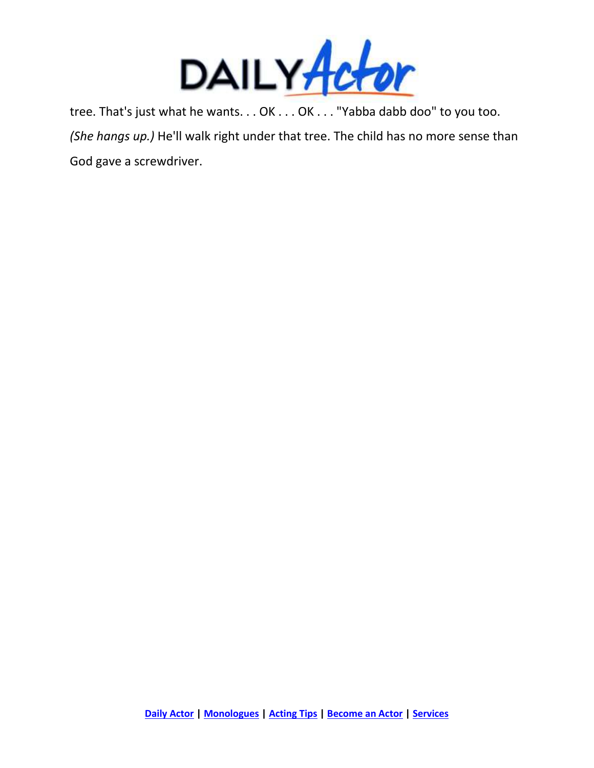tree. That's just what he wants. . . OK . . . OK . . . "Yabba dabb doo" to you too. *(She hangs up.)* He'll walk right under that tree. The child has no more sense than God gave a screwdriver.